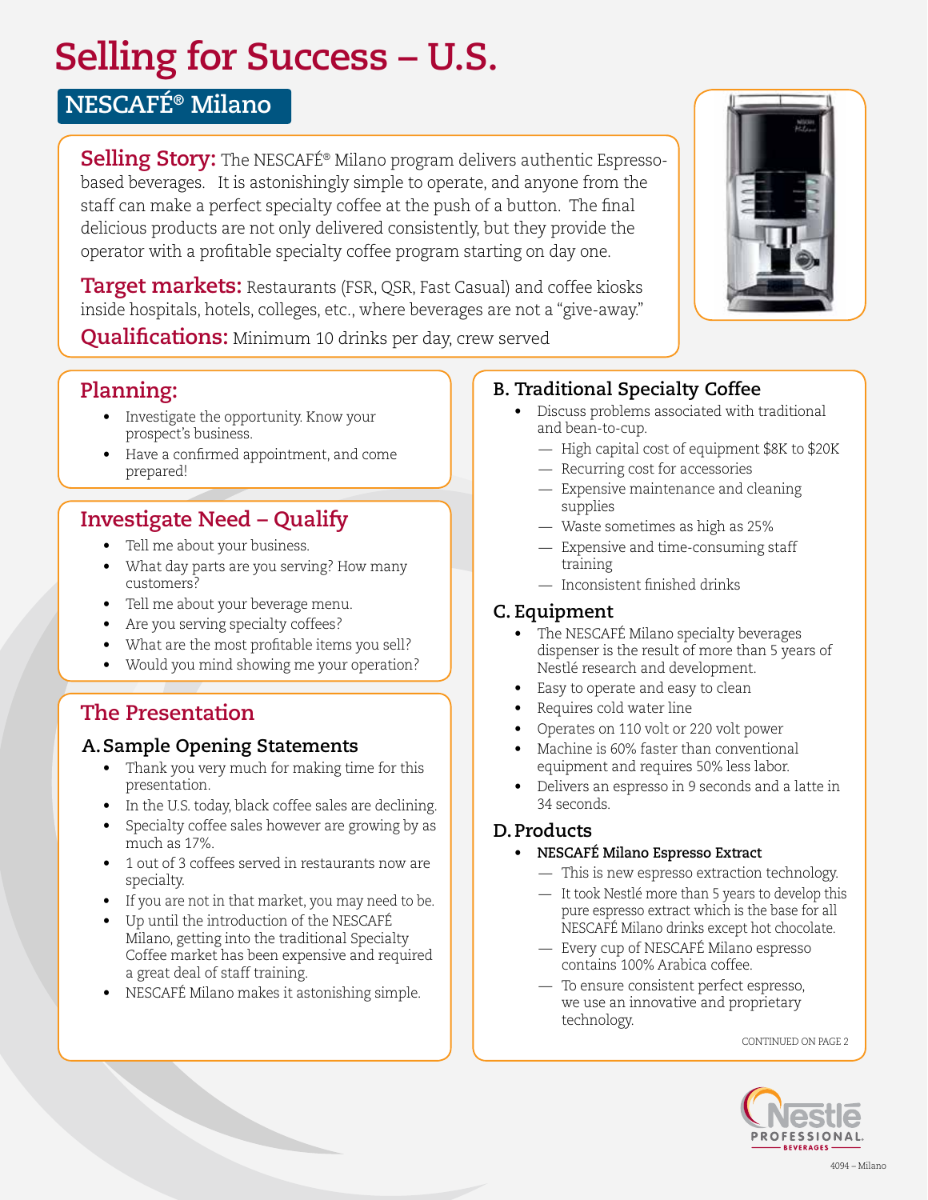# Selling for Success – U.S.

## NESCAFÉ® Milano

**Selling Story:** The NESCAFÉ® Milano program delivers authentic Espresso-based beverages. It is astonishingly simple to operate, and anyone from the staff can make a perfect specialty coffee at the push of a button. The final delicious products are not only delivered consistently, but they provide the operator with a profitable specialty coffee program starting on day one.

**Target markets:** Restaurants (FSR, QSR, Fast Casual) and coffee kiosks inside hospitals, hotels, colleges, etc., where beverages are not a "give-away."

**Qualifications:** Minimum 10 drinks per day, crew served

## Planning:

- Investigate the opportunity. Know your prospect's business.
- Have a confirmed appointment, and come prepared!

## Investigate Need – Qualify

- Tell me about your business.
- What day parts are you serving? How many customers?
- Tell me about your beverage menu.
- Are you serving specialty coffees?
- What are the most profitable items you sell?
- Would you mind showing me your operation?

## The Presentation

### A. Sample Opening Statements

- Thank you very much for making time for this presentation.
- In the U.S. today, black coffee sales are declining.
- Specialty coffee sales however are growing by as much as 17%.
- 1 out of 3 coffees served in restaurants now are specialty.
- If you are not in that market, you may need to be.
- Up until the introduction of the NESCAFÉ Milano, getting into the traditional Specialty Coffee market has been expensive and required a great deal of staff training.
- NESCAFÉ Milano makes it astonishing simple.

### B. Traditional Specialty Coffee

- Discuss problems associated with traditional and bean-to-cup.
  - High capital cost of equipment $8K to $20K
  - Recurring cost for accessories
  - Expensive maintenance and cleaning supplies
  - Waste sometimes as high as 25%
  - Expensive and time-consuming staff training
  - Inconsistent finished drinks

### C. Equipment

- The NESCAFÉ Milano specialty beverages dispenser is the result of more than 5 years of Nestlé research and development.
- Easy to operate and easy to clean
- Requires cold water line
- Operates on 110 volt or 220 volt power
- Machine is 60% faster than conventional equipment and requires 50% less labor.
- Delivers an espresso in 9 seconds and a latte in 34 seconds.

### D. Products

- **NESCAFÉ Milano Espresso Extract**
  - This is new espresso extraction technology.
  - It took Nestlé more than 5 years to develop this pure espresso extract which is the base for all NESCAFÉ Milano drinks except hot chocolate.
  - Every cup of NESCAFÉ Milano espresso contains 100% Arabica coffee.
  - To ensure consistent perfect espresso, we use an innovative and proprietary technology.

CONTINUED ON PAGE 2

4094 – Milano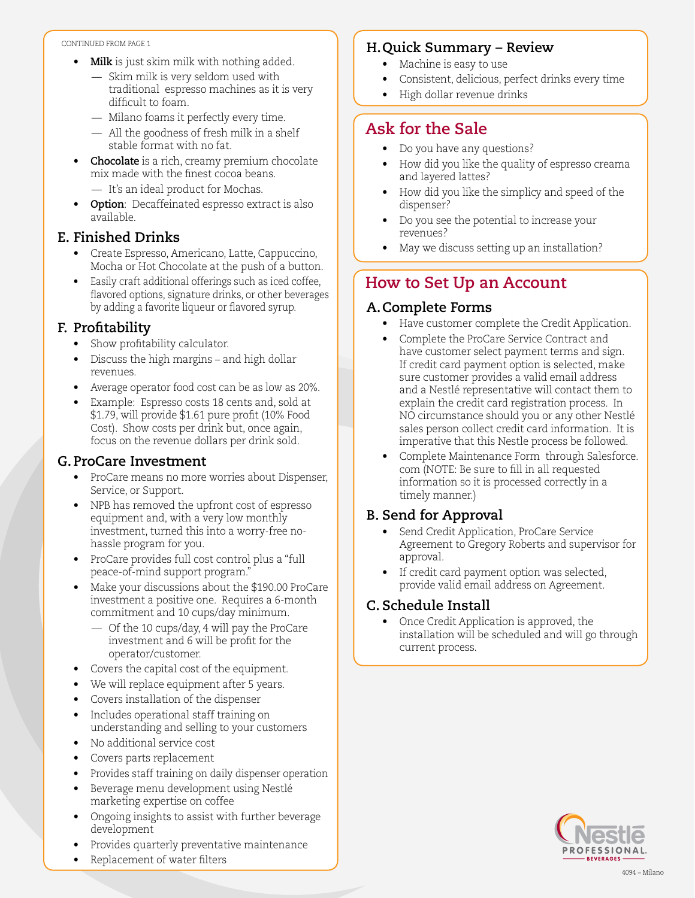CONTINUED FROM PAGE 1

- **Milk** is just skim milk with nothing added.
  - Skim milk is very seldom used with traditional espresso machines as it is very difficult to foam.
  - Milano foams it perfectly every time.
  - All the goodness of fresh milk in a shelf stable format with no fat.
- **Chocolate** is a rich, creamy premium chocolate mix made with the finest cocoa beans.
  - It's an ideal product for Mochas.
- **Option**: Decaffeinated espresso extract is also available.

### E. Finished Drinks

- Create Espresso, Americano, Latte, Cappuccino, Mocha or Hot Chocolate at the push of a button.
- Easily craft additional offerings such as iced coffee, flavored options, signature drinks, or other beverages by adding a favorite liqueur or flavored syrup.

### F. Profitability

- Show profitability calculator.
- Discuss the high margins – and high dollar revenues.
- Average operator food cost can be as low as 20%.
- Example: Espresso costs 18 cents and, sold at $1.79, will provide $1.61 pure profit (10% Food Cost). Show costs per drink but, once again, focus on the revenue dollars per drink sold.

### G. ProCare Investment

- ProCare means no more worries about Dispenser, Service, or Support.
- NPB has removed the upfront cost of espresso equipment and, with a very low monthly investment, turned this into a worry-free no-hassle program for you.
- ProCare provides full cost control plus a "full peace-of-mind support program."
- Make your discussions about the $190.00 ProCare investment a positive one. Requires a 6-month commitment and 10 cups/day minimum.
  - Of the 10 cups/day, 4 will pay the ProCare investment and 6 will be profit for the operator/customer.
- Covers the capital cost of the equipment.
- We will replace equipment after 5 years.
- Covers installation of the dispenser
- Includes operational staff training on understanding and selling to your customers
- No additional service cost
- Covers parts replacement
- Provides staff training on daily dispenser operation
- Beverage menu development using Nestlé marketing expertise on coffee
- Ongoing insights to assist with further beverage development
- Provides quarterly preventative maintenance
- Replacement of water filters

### H. Quick Summary – Review

- Machine is easy to use
- Consistent, delicious, perfect drinks every time
- High dollar revenue drinks

## Ask for the Sale

- Do you have any questions?
- How did you like the quality of espresso creama and layered lattes?
- How did you like the simplicy and speed of the dispenser?
- Do you see the potential to increase your revenues?
- May we discuss setting up an installation?

## How to Set Up an Account

### A. Complete Forms

- Have customer complete the Credit Application.
- Complete the ProCare Service Contract and have customer select payment terms and sign. If credit card payment option is selected, make sure customer provides a valid email address and a Nestlé representative will contact them to explain the credit card registration process. In NO circumstance should you or any other Nestlé sales person collect credit card information. It is imperative that this Nestle process be followed.
- Complete Maintenance Form through Salesforce.com (NOTE: Be sure to fill in all requested information so it is processed correctly in a timely manner.)

### B. Send for Approval

- Send Credit Application, ProCare Service Agreement to Gregory Roberts and supervisor for approval.
- If credit card payment option was selected, provide valid email address on Agreement.

### C. Schedule Install

- Once Credit Application is approved, the installation will be scheduled and will go through current process.

Nestlé PROFESSIONAL. BEVERAGES

4094 – Milano